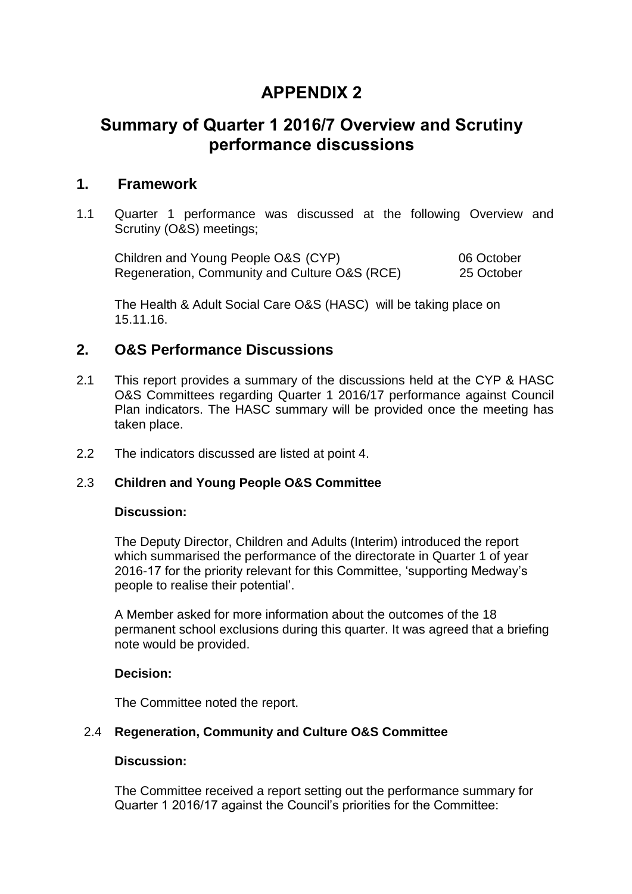# APPENDIX 2

## Summary of Quarter 1 2016/7 Overview and Scrutiny performance discussions

## 1. Framework

1.1 Quarter 1 performance was discussed at the following Overview and Scrutiny (O&S) meetings;

| | |
|---|---|
| Children and Young People O&S (CYP) | 06 October |
| Regeneration, Community and Culture O&S (RCE) | 25 October |

The Health & Adult Social Care O&S (HASC) will be taking place on 15.11.16.

## 2. O&S Performance Discussions

2.1 This report provides a summary of the discussions held at the CYP & HASC O&S Committees regarding Quarter 1 2016/17 performance against Council Plan indicators. The HASC summary will be provided once the meeting has taken place.

2.2 The indicators discussed are listed at point 4.

2.3 **Children and Young People O&S Committee**

**Discussion:**

The Deputy Director, Children and Adults (Interim) introduced the report which summarised the performance of the directorate in Quarter 1 of year 2016-17 for the priority relevant for this Committee, 'supporting Medway's people to realise their potential'.

A Member asked for more information about the outcomes of the 18 permanent school exclusions during this quarter. It was agreed that a briefing note would be provided.

**Decision:**

The Committee noted the report.

2.4 **Regeneration, Community and Culture O&S Committee**

**Discussion:**

The Committee received a report setting out the performance summary for Quarter 1 2016/17 against the Council's priorities for the Committee: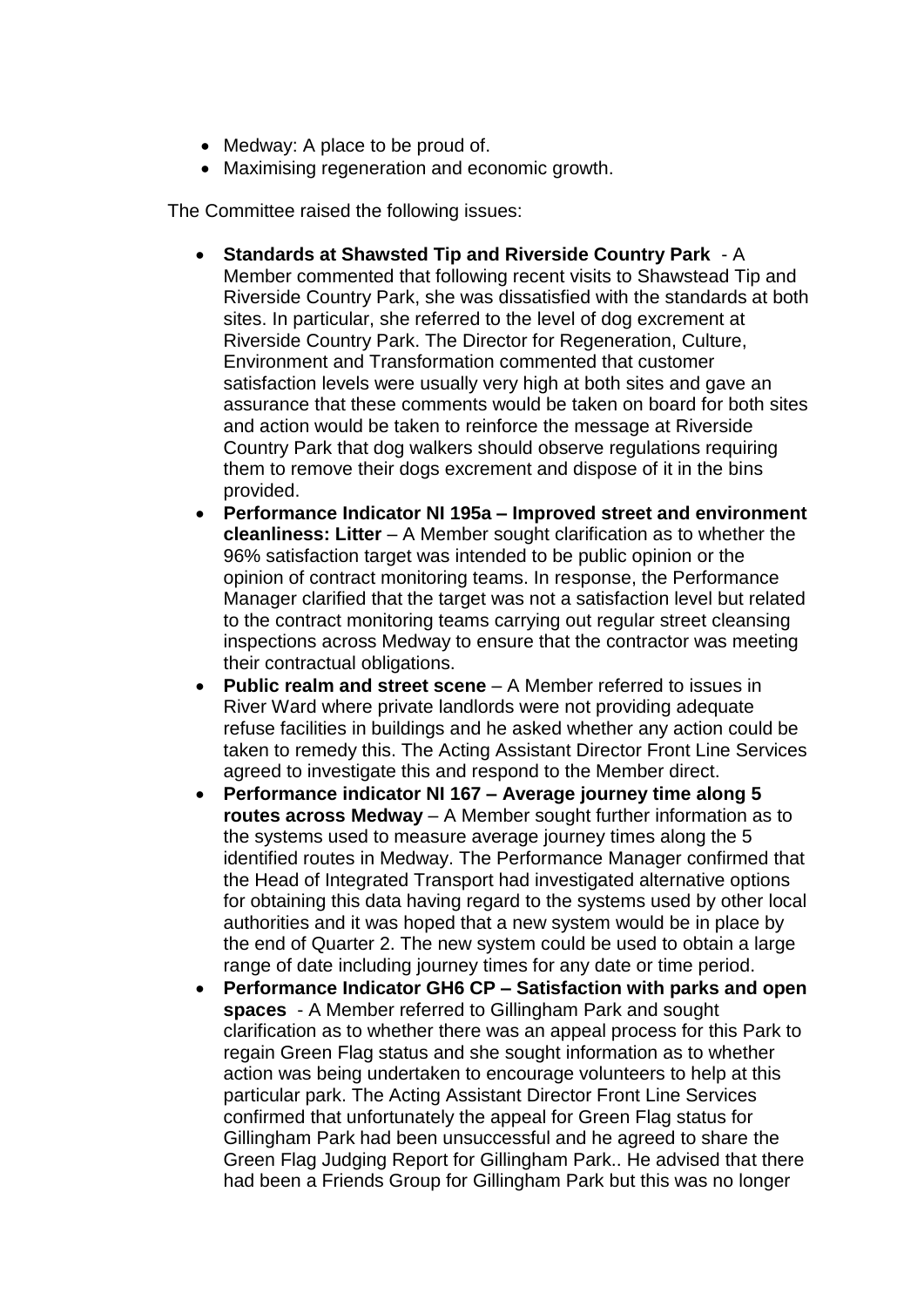- Medway: A place to be proud of.
- Maximising regeneration and economic growth.

The Committee raised the following issues:

- **Standards at Shawsted Tip and Riverside Country Park** - A Member commented that following recent visits to Shawstead Tip and Riverside Country Park, she was dissatisfied with the standards at both sites. In particular, she referred to the level of dog excrement at Riverside Country Park. The Director for Regeneration, Culture, Environment and Transformation commented that customer satisfaction levels were usually very high at both sites and gave an assurance that these comments would be taken on board for both sites and action would be taken to reinforce the message at Riverside Country Park that dog walkers should observe regulations requiring them to remove their dogs excrement and dispose of it in the bins provided.
- **Performance Indicator NI 195a – Improved street and environment cleanliness: Litter** – A Member sought clarification as to whether the 96% satisfaction target was intended to be public opinion or the opinion of contract monitoring teams. In response, the Performance Manager clarified that the target was not a satisfaction level but related to the contract monitoring teams carrying out regular street cleansing inspections across Medway to ensure that the contractor was meeting their contractual obligations.
- **Public realm and street scene** – A Member referred to issues in River Ward where private landlords were not providing adequate refuse facilities in buildings and he asked whether any action could be taken to remedy this. The Acting Assistant Director Front Line Services agreed to investigate this and respond to the Member direct.
- **Performance indicator NI 167 – Average journey time along 5 routes across Medway** – A Member sought further information as to the systems used to measure average journey times along the 5 identified routes in Medway. The Performance Manager confirmed that the Head of Integrated Transport had investigated alternative options for obtaining this data having regard to the systems used by other local authorities and it was hoped that a new system would be in place by the end of Quarter 2. The new system could be used to obtain a large range of date including journey times for any date or time period.
- **Performance Indicator GH6 CP – Satisfaction with parks and open spaces** - A Member referred to Gillingham Park and sought clarification as to whether there was an appeal process for this Park to regain Green Flag status and she sought information as to whether action was being undertaken to encourage volunteers to help at this particular park. The Acting Assistant Director Front Line Services confirmed that unfortunately the appeal for Green Flag status for Gillingham Park had been unsuccessful and he agreed to share the Green Flag Judging Report for Gillingham Park.. He advised that there had been a Friends Group for Gillingham Park but this was no longer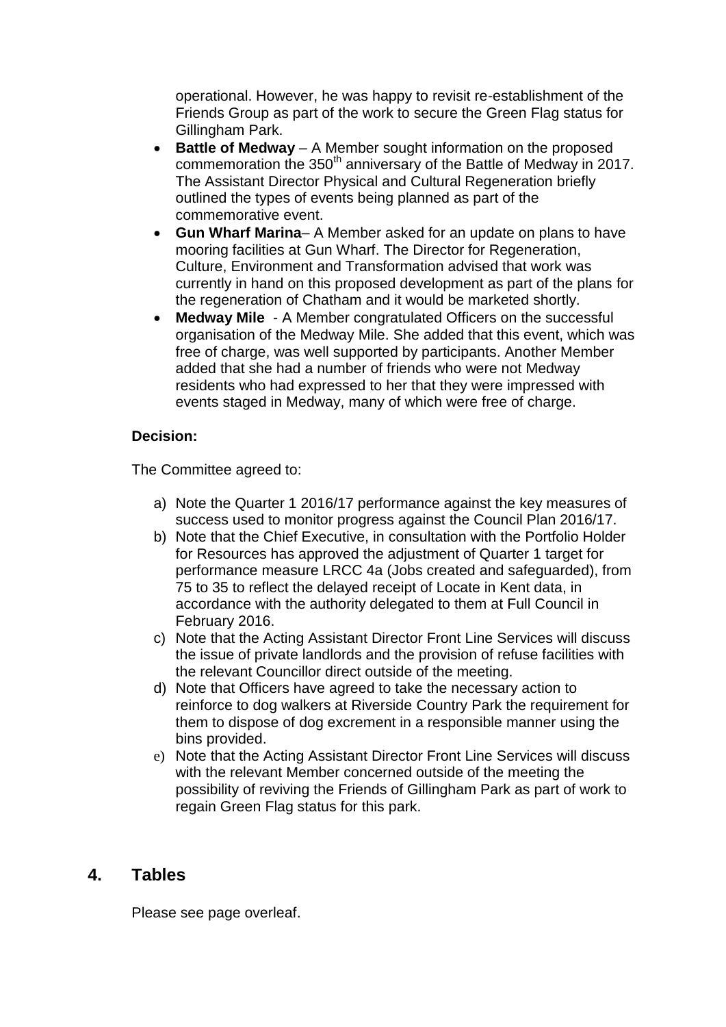operational. However, he was happy to revisit re-establishment of the Friends Group as part of the work to secure the Green Flag status for Gillingham Park.

- **Battle of Medway** – A Member sought information on the proposed commemoration the 350th anniversary of the Battle of Medway in 2017. The Assistant Director Physical and Cultural Regeneration briefly outlined the types of events being planned as part of the commemorative event.
- **Gun Wharf Marina**– A Member asked for an update on plans to have mooring facilities at Gun Wharf. The Director for Regeneration, Culture, Environment and Transformation advised that work was currently in hand on this proposed development as part of the plans for the regeneration of Chatham and it would be marketed shortly.
- **Medway Mile** - A Member congratulated Officers on the successful organisation of the Medway Mile. She added that this event, which was free of charge, was well supported by participants. Another Member added that she had a number of friends who were not Medway residents who had expressed to her that they were impressed with events staged in Medway, many of which were free of charge.

**Decision:**

The Committee agreed to:

a) Note the Quarter 1 2016/17 performance against the key measures of success used to monitor progress against the Council Plan 2016/17.
b) Note that the Chief Executive, in consultation with the Portfolio Holder for Resources has approved the adjustment of Quarter 1 target for performance measure LRCC 4a (Jobs created and safeguarded), from 75 to 35 to reflect the delayed receipt of Locate in Kent data, in accordance with the authority delegated to them at Full Council in February 2016.
c) Note that the Acting Assistant Director Front Line Services will discuss the issue of private landlords and the provision of refuse facilities with the relevant Councillor direct outside of the meeting.
d) Note that Officers have agreed to take the necessary action to reinforce to dog walkers at Riverside Country Park the requirement for them to dispose of dog excrement in a responsible manner using the bins provided.
e) Note that the Acting Assistant Director Front Line Services will discuss with the relevant Member concerned outside of the meeting the possibility of reviving the Friends of Gillingham Park as part of work to regain Green Flag status for this park.

## 4. Tables

Please see page overleaf.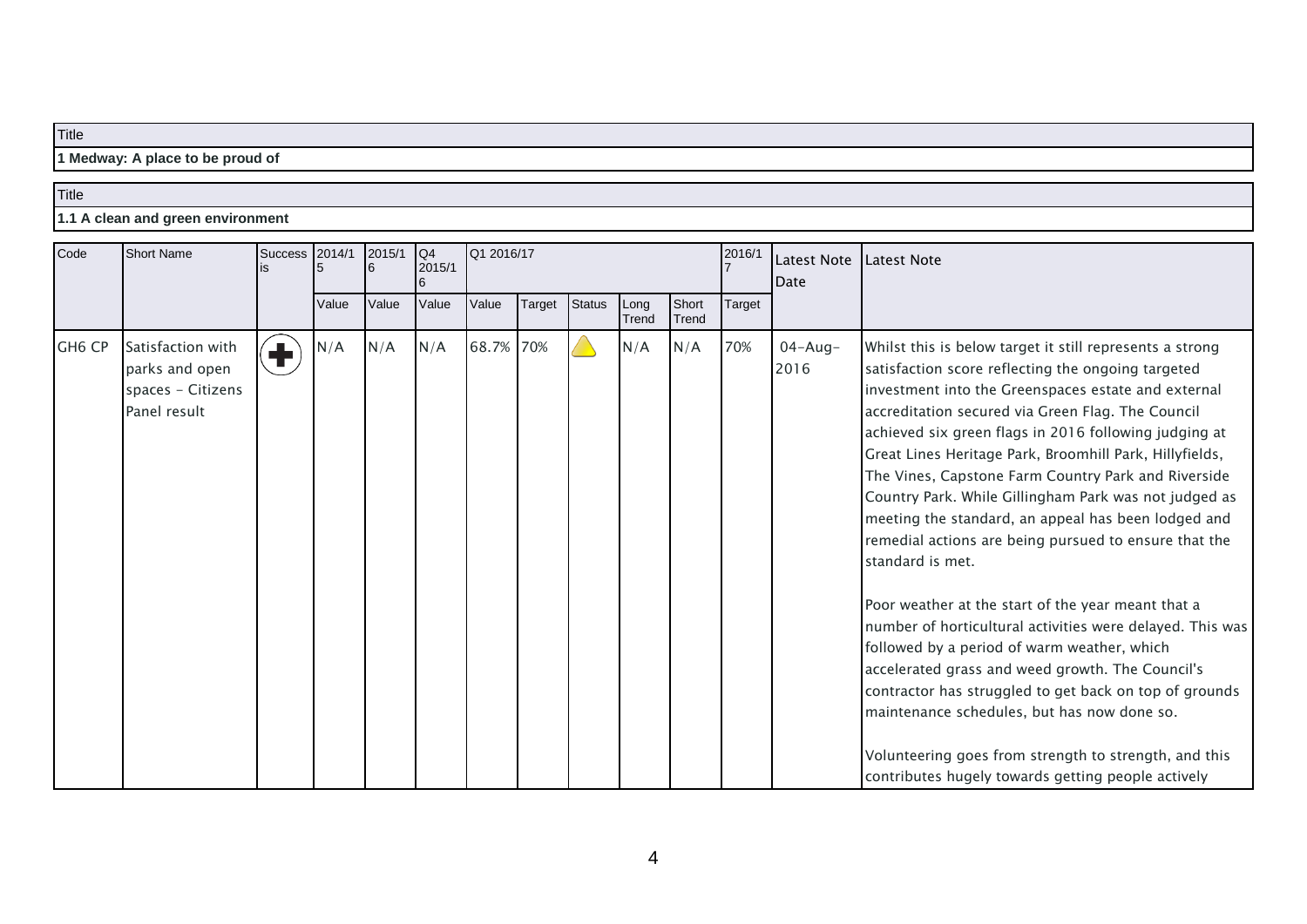| Title |
|---|
| **1 Medway: A place to be proud of** |

| Title |
|---|
| **1.1 A clean and green environment** |

| Code | Short Name | Success is | 2014/15 | 2015/16 | Q4 2015/16 | Q1 2016/17 | | | | | 2016/17 | Latest Note Date | Latest Note |
|---|---|---|---|---|---|---|---|---|---|---|---|---|---|
| | | | Value | Value | Value | Value | Target | Status | Long Trend | Short Trend | Target | | |
| GH6 CP | Satisfaction with parks and open spaces - Citizens Panel result | + | N/A | N/A | N/A | 68.7% | 70% | | N/A | N/A | 70% | 04-Aug-2016 | Whilst this is below target it still represents a strong satisfaction score reflecting the ongoing targeted investment into the Greenspaces estate and external accreditation secured via Green Flag. The Council achieved six green flags in 2016 following judging at Great Lines Heritage Park, Broomhill Park, Hillyfields, The Vines, Capstone Farm Country Park and Riverside Country Park. While Gillingham Park was not judged as meeting the standard, an appeal has been lodged and remedial actions are being pursued to ensure that the standard is met.<br><br>Poor weather at the start of the year meant that a number of horticultural activities were delayed. This was followed by a period of warm weather, which accelerated grass and weed growth. The Council's contractor has struggled to get back on top of grounds maintenance schedules, but has now done so.<br><br>Volunteering goes from strength to strength, and this contributes hugely towards getting people actively |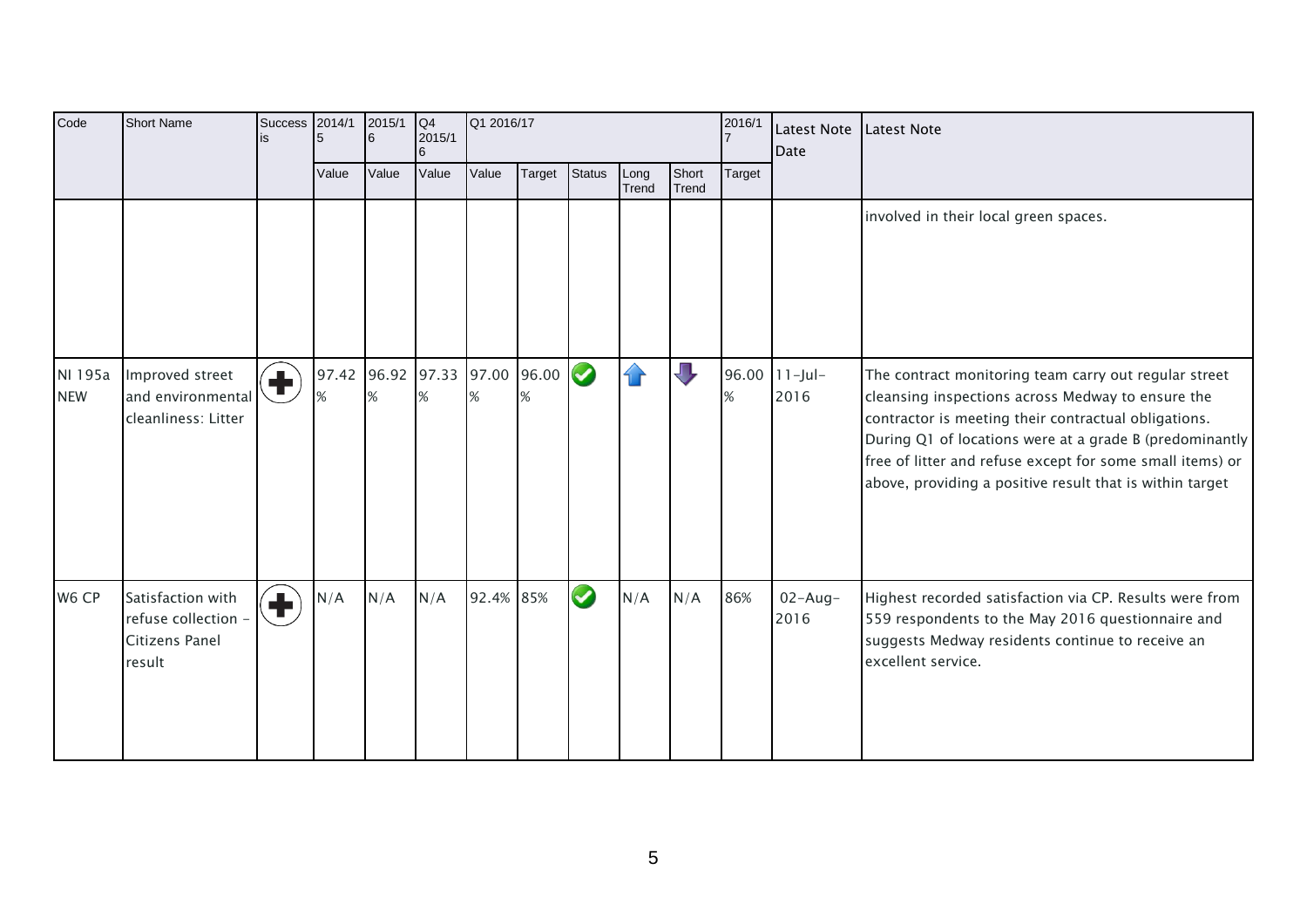| Code | Short Name | Success is | 2014/15 | 2015/16 | Q4 2015/16 | Q1 2016/17 | | | | | 2016/17 | Latest Note Date | Latest Note |
|---|---|---|---|---|---|---|---|---|---|---|---|---|---|
| | | | Value | Value | Value | Value | Target | Status | Long Trend | Short Trend | Target | | |
| | | | | | | | | | | | | | involved in their local green spaces. |
| NI 195a NEW | Improved street and environmental cleanliness: Litter | + | 97.42 % | 96.92 % | 97.33 % | 97.00 % | 96.00 % | ✔ | ↑ | ↓ | 96.00 % | 11-Jul-2016 | The contract monitoring team carry out regular street cleansing inspections across Medway to ensure the contractor is meeting their contractual obligations. During Q1 of locations were at a grade B (predominantly free of litter and refuse except for some small items) or above, providing a positive result that is within target |
| W6 CP | Satisfaction with refuse collection - Citizens Panel result | + | N/A | N/A | N/A | 92.4% | 85% | ✔ | N/A | N/A | 86% | 02-Aug-2016 | Highest recorded satisfaction via CP. Results were from 559 respondents to the May 2016 questionnaire and suggests Medway residents continue to receive an excellent service. |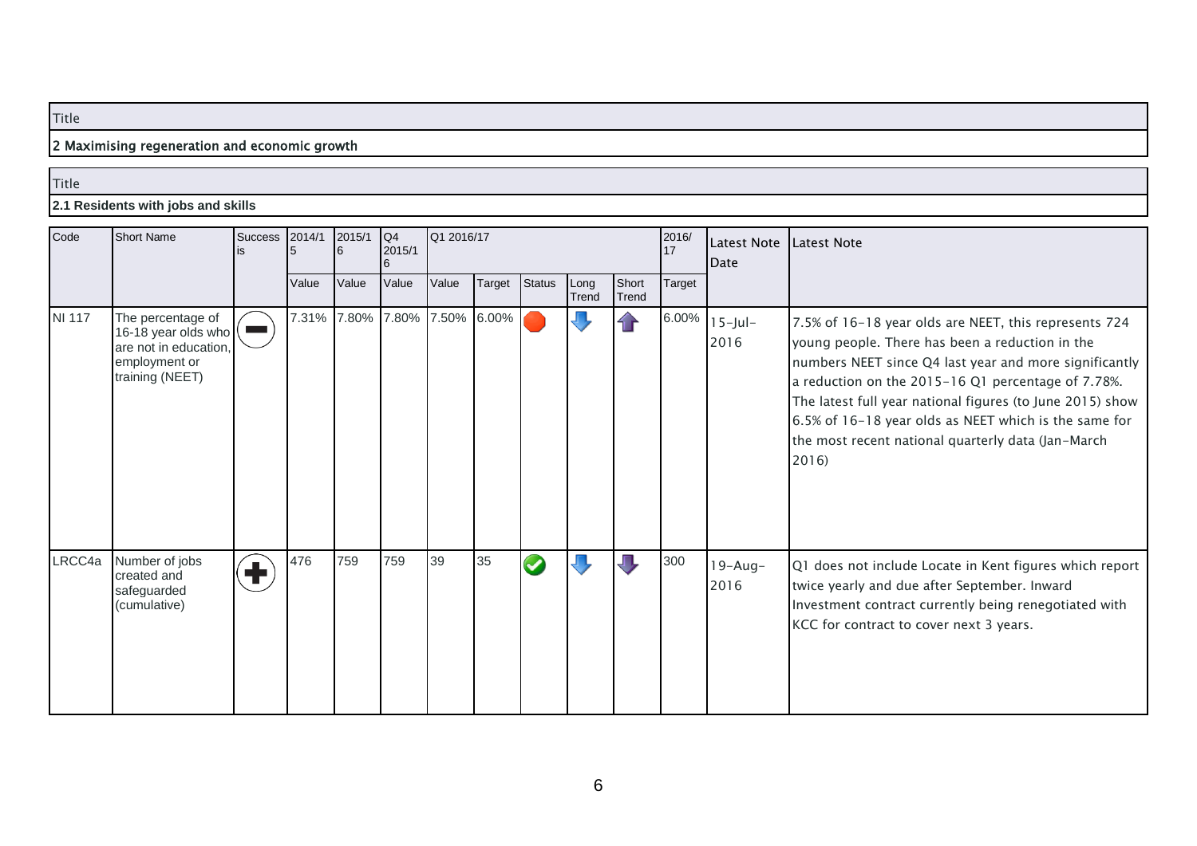| Title |
|---|
| 2 Maximising regeneration and economic growth |

| Title |
|---|
| **2.1 Residents with jobs and skills** |

| Code | Short Name | Success is | 2014/15 | 2015/16 | Q4 2015/16 | Q1 2016/17 | | | | | 2016/17 | Latest Note Date | Latest Note |
|---|---|---|---|---|---|---|---|---|---|---|---|---|---|
| | | | Value | Value | Value | Value | Target | Status | Long Trend | Short Trend | Target | | |
| NI 117 | The percentage of 16-18 year olds who are not in education, employment or training (NEET) | (minus) | 7.31% | 7.80% | 7.80% | 7.50% | 6.00% | (red) | (down) | (up) | 6.00% | 15-Jul-2016 | 7.5% of 16-18 year olds are NEET, this represents 724 young people. There has been a reduction in the numbers NEET since Q4 last year and more significantly a reduction on the 2015-16 Q1 percentage of 7.78%. The latest full year national figures (to June 2015) show 6.5% of 16-18 year olds as NEET which is the same for the most recent national quarterly data (Jan-March 2016) |
| LRCC4a | Number of jobs created and safeguarded (cumulative) | (plus) | 476 | 759 | 759 | 39 | 35 | (green tick) | (down) | (down) | 300 | 19-Aug-2016 | Q1 does not include Locate in Kent figures which report twice yearly and due after September. Inward Investment contract currently being renegotiated with KCC for contract to cover next 3 years. |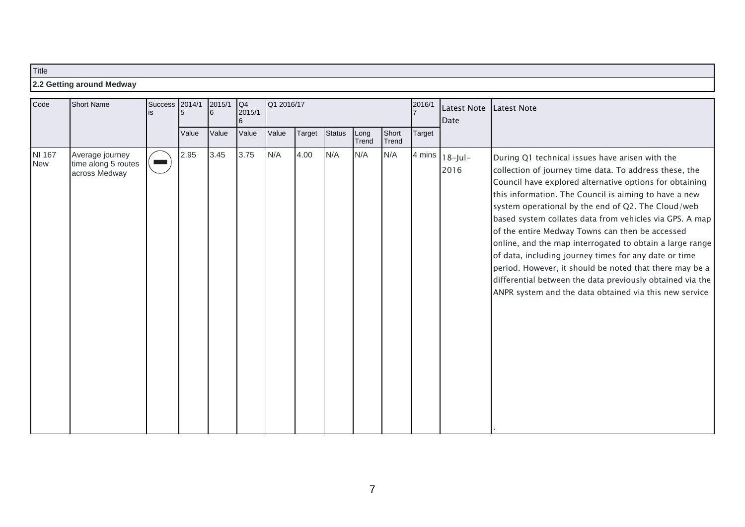| Title |
|---|
| **2.2 Getting around Medway** |

| Code | Short Name | Success is | 2014/15 | 2015/16 | Q4 2015/16 | Q1 2016/17 | | | | | 2016/17 | Latest Note Date | Latest Note |
|---|---|---|---|---|---|---|---|---|---|---|---|---|---|
| | | | Value | Value | Value | Value | Target | Status | Long Trend | Short Trend | Target | | |
| NI 167 New | Average journey time along 5 routes across Medway | ➖ | 2.95 | 3.45 | 3.75 | N/A | 4.00 | N/A | N/A | N/A | 4 mins | 18-Jul-2016 | During Q1 technical issues have arisen with the collection of journey time data. To address these, the Council have explored alternative options for obtaining this information. The Council is aiming to have a new system operational by the end of Q2. The Cloud/web based system collates data from vehicles via GPS. A map of the entire Medway Towns can then be accessed online, and the map interrogated to obtain a large range of data, including journey times for any date or time period. However, it should be noted that there may be a differential between the data previously obtained via the ANPR system and the data obtained via this new service . |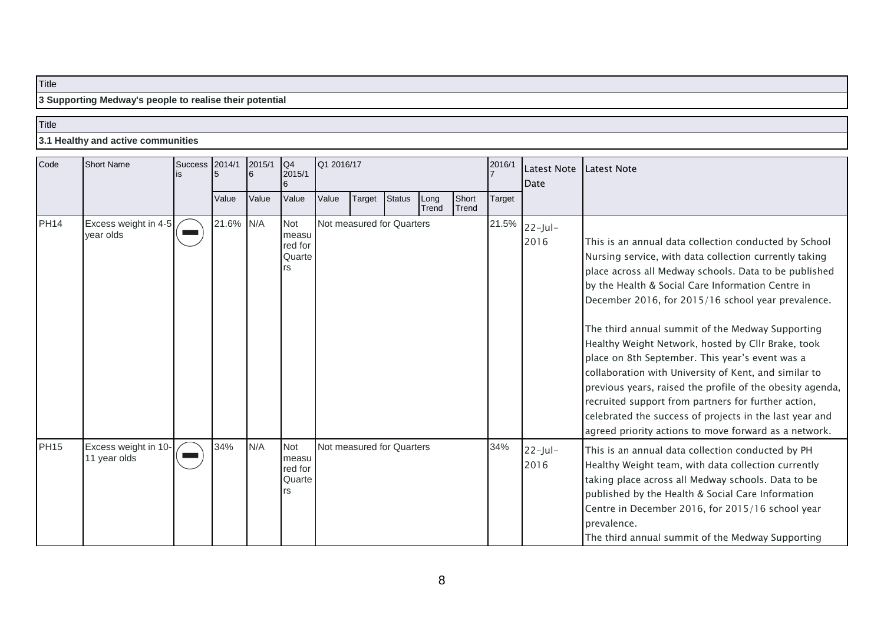| Title |
|---|
| **3 Supporting Medway's people to realise their potential** |

| Title |
|---|
| **3.1 Healthy and active communities** |

| Code | Short Name | Success is | 2014/15 | 2015/16 | Q4 2015/16 | Q1 2016/17 | | | | | 2016/17 | Latest Note Date | Latest Note |
|---|---|---|---|---|---|---|---|---|---|---|---|---|---|
| | | | Value | Value | Value | Value | Target | Status | Long Trend | Short Trend | Target | | |
| PH14 | Excess weight in 4-5 year olds | — | 21.6% | N/A | Not measured for Quarters | Not measured for Quarters | | | | | 21.5% | 22-Jul-2016 | This is an annual data collection conducted by School Nursing service, with data collection currently taking place across all Medway schools. Data to be published by the Health & Social Care Information Centre in December 2016, for 2015/16 school year prevalence.<br><br>The third annual summit of the Medway Supporting Healthy Weight Network, hosted by Cllr Brake, took place on 8th September. This year's event was a collaboration with University of Kent, and similar to previous years, raised the profile of the obesity agenda, recruited support from partners for further action, celebrated the success of projects in the last year and agreed priority actions to move forward as a network. |
| PH15 | Excess weight in 10-11 year olds | — | 34% | N/A | Not measured for Quarters | Not measured for Quarters | | | | | 34% | 22-Jul-2016 | This is an annual data collection conducted by PH Healthy Weight team, with data collection currently taking place across all Medway schools. Data to be published by the Health & Social Care Information Centre in December 2016, for 2015/16 school year prevalence.<br>The third annual summit of the Medway Supporting |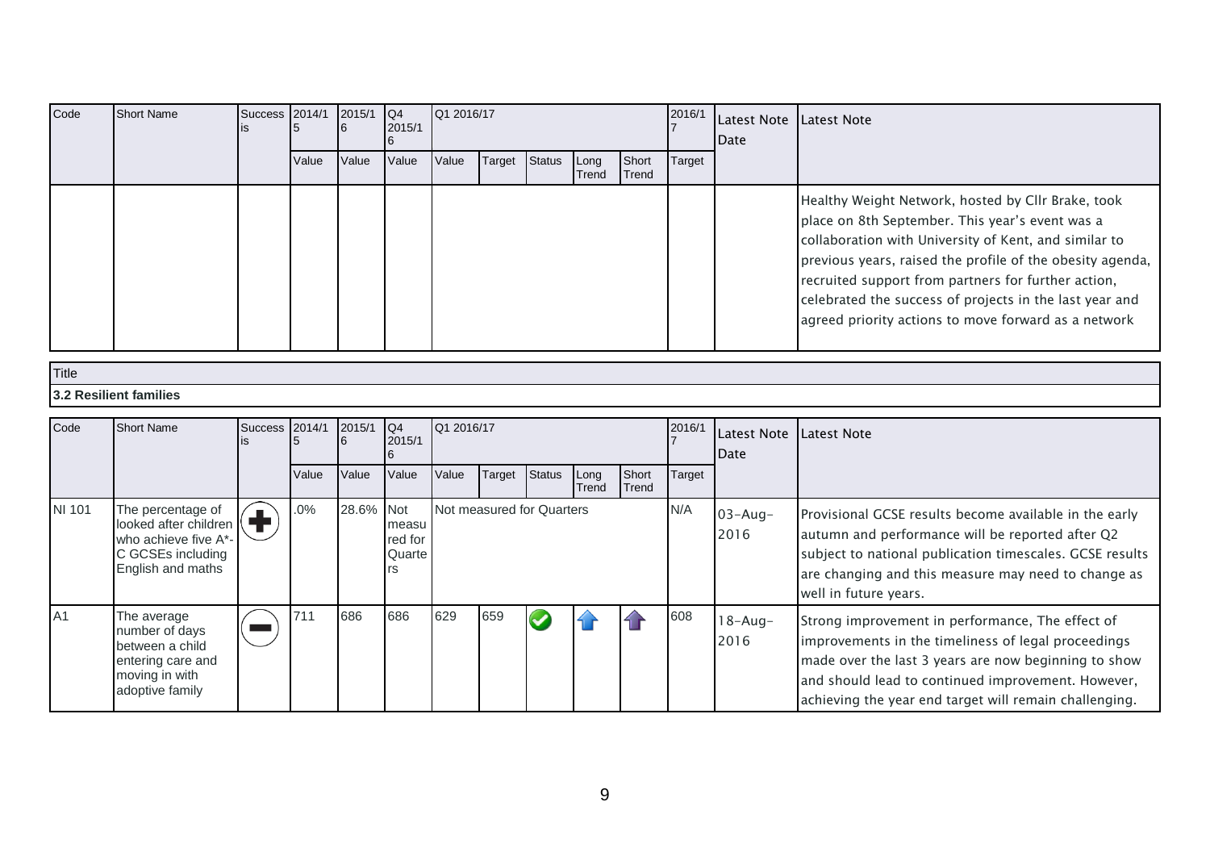| Code | Short Name | Success is | 2014/15 | 2015/16 | Q4 2015/16 | Q1 2016/17 | | | | | 2016/17 | Latest Note Date | Latest Note |
|---|---|---|---|---|---|---|---|---|---|---|---|---|---|
| | | | Value | Value | Value | Value | Target | Status | Long Trend | Short Trend | Target | | |
| | | | | | | | | | | | | | Healthy Weight Network, hosted by Cllr Brake, took place on 8th September. This year's event was a collaboration with University of Kent, and similar to previous years, raised the profile of the obesity agenda, recruited support from partners for further action, celebrated the success of projects in the last year and agreed priority actions to move forward as a network |

| Title |
|---|
| **3.2 Resilient families** |

| Code | Short Name | Success is | 2014/15 | 2015/16 | Q4 2015/16 | Q1 2016/17 | | | | | 2016/17 | Latest Note Date | Latest Note |
|---|---|---|---|---|---|---|---|---|---|---|---|---|---|
| | | | Value | Value | Value | Value | Target | Status | Long Trend | Short Trend | Target | | |
| NI 101 | The percentage of looked after children who achieve five A*-C GCSEs including English and maths | + | .0% | 28.6% | Not measured for Quarters | Not measured for Quarters | | | | | N/A | 03-Aug-2016 | Provisional GCSE results become available in the early autumn and performance will be reported after Q2 subject to national publication timescales. GCSE results are changing and this measure may need to change as well in future years. |
| A1 | The average number of days between a child entering care and moving in with adoptive family | − | 711 | 686 | 686 | 629 | 659 | ✔ | ↑ | ↑ | 608 | 18-Aug-2016 | Strong improvement in performance, The effect of improvements in the timeliness of legal proceedings made over the last 3 years are now beginning to show and should lead to continued improvement. However, achieving the year end target will remain challenging. |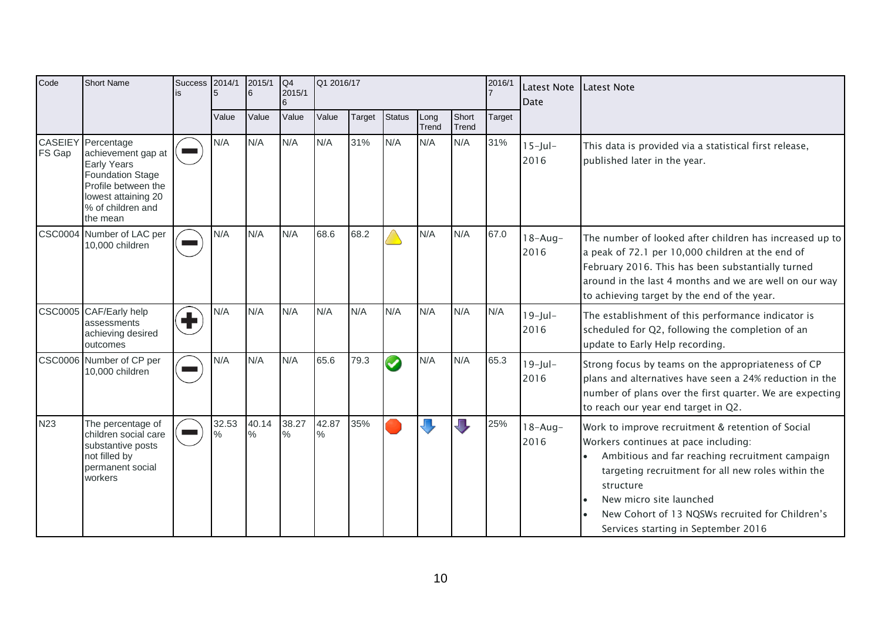| Code | Short Name | Success is | 2014/15 | 2015/16 | Q4 2015/16 | Q1 2016/17 | | | | | 2016/17 | Latest Note Date | Latest Note |
|---|---|---|---|---|---|---|---|---|---|---|---|---|---|
| | | | Value | Value | Value | Value | Target | Status | Long Trend | Short Trend | Target | | |
| CASEIEY FS Gap | Percentage achievement gap at Early Years Foundation Stage Profile between the lowest attaining 20 % of children and the mean | Minus | N/A | N/A | N/A | N/A | 31% | N/A | N/A | N/A | 31% | 15-Jul-2016 | This data is provided via a statistical first release, published later in the year. |
| CSC0004 | Number of LAC per 10,000 children | Minus | N/A | N/A | N/A | 68.6 | 68.2 | Warning | N/A | N/A | 67.0 | 18-Aug-2016 | The number of looked after children has increased up to a peak of 72.1 per 10,000 children at the end of February 2016. This has been substantially turned around in the last 4 months and we are well on our way to achieving target by the end of the year. |
| CSC0005 | CAF/Early help assessments achieving desired outcomes | Plus | N/A | N/A | N/A | N/A | N/A | N/A | N/A | N/A | N/A | 19-Jul-2016 | The establishment of this performance indicator is scheduled for Q2, following the completion of an update to Early Help recording. |
| CSC0006 | Number of CP per 10,000 children | Minus | N/A | N/A | N/A | 65.6 | 79.3 | OK | N/A | N/A | 65.3 | 19-Jul-2016 | Strong focus by teams on the appropriateness of CP plans and alternatives have seen a 24% reduction in the number of plans over the first quarter. We are expecting to reach our year end target in Q2. |
| N23 | The percentage of children social care substantive posts not filled by permanent social workers | Minus | 32.53 % | 40.14 % | 38.27 % | 42.87 % | 35% | Alert | Down | Down | 25% | 18-Aug-2016 | Work to improve recruitment & retention of Social Workers continues at pace including:<br>• Ambitious and far reaching recruitment campaign targeting recruitment for all new roles within the structure<br>• New micro site launched<br>• New Cohort of 13 NQSWs recruited for Children's Services starting in September 2016 |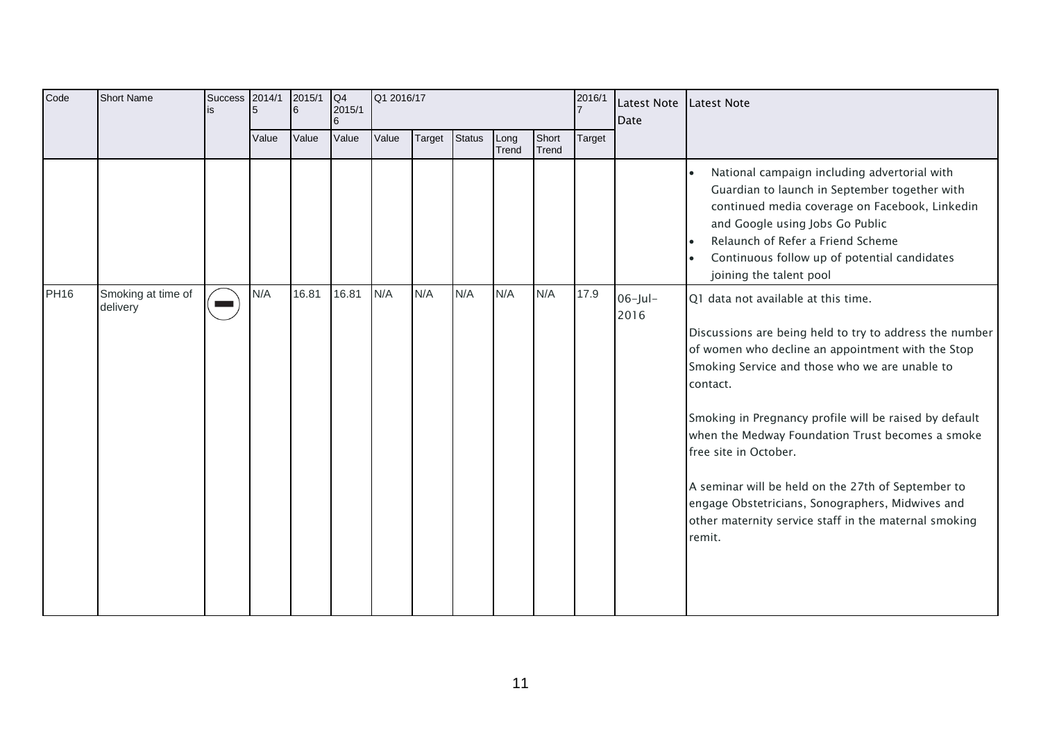| Code | Short Name | Success is | 2014/15 | 2015/16 | Q4 2015/16 | Q1 2016/17 | | | | | 2016/17 | Latest Note Date | Latest Note |
|---|---|---|---|---|---|---|---|---|---|---|---|---|---|
| | | | Value | Value | Value | Value | Target | Status | Long Trend | Short Trend | Target | | |
| | | | | | | | | | | | | | • National campaign including advertorial with Guardian to launch in September together with continued media coverage on Facebook, Linkedin and Google using Jobs Go Public<br>• Relaunch of Refer a Friend Scheme<br>• Continuous follow up of potential candidates joining the talent pool |
| PH16 | Smoking at time of delivery | | N/A | 16.81 | 16.81 | N/A | N/A | N/A | N/A | N/A | 17.9 | 06-Jul-2016 | Q1 data not available at this time.<br><br>Discussions are being held to try to address the number of women who decline an appointment with the Stop Smoking Service and those who we are unable to contact.<br><br>Smoking in Pregnancy profile will be raised by default when the Medway Foundation Trust becomes a smoke free site in October.<br><br>A seminar will be held on the 27th of September to engage Obstetricians, Sonographers, Midwives and other maternity service staff in the maternal smoking remit. |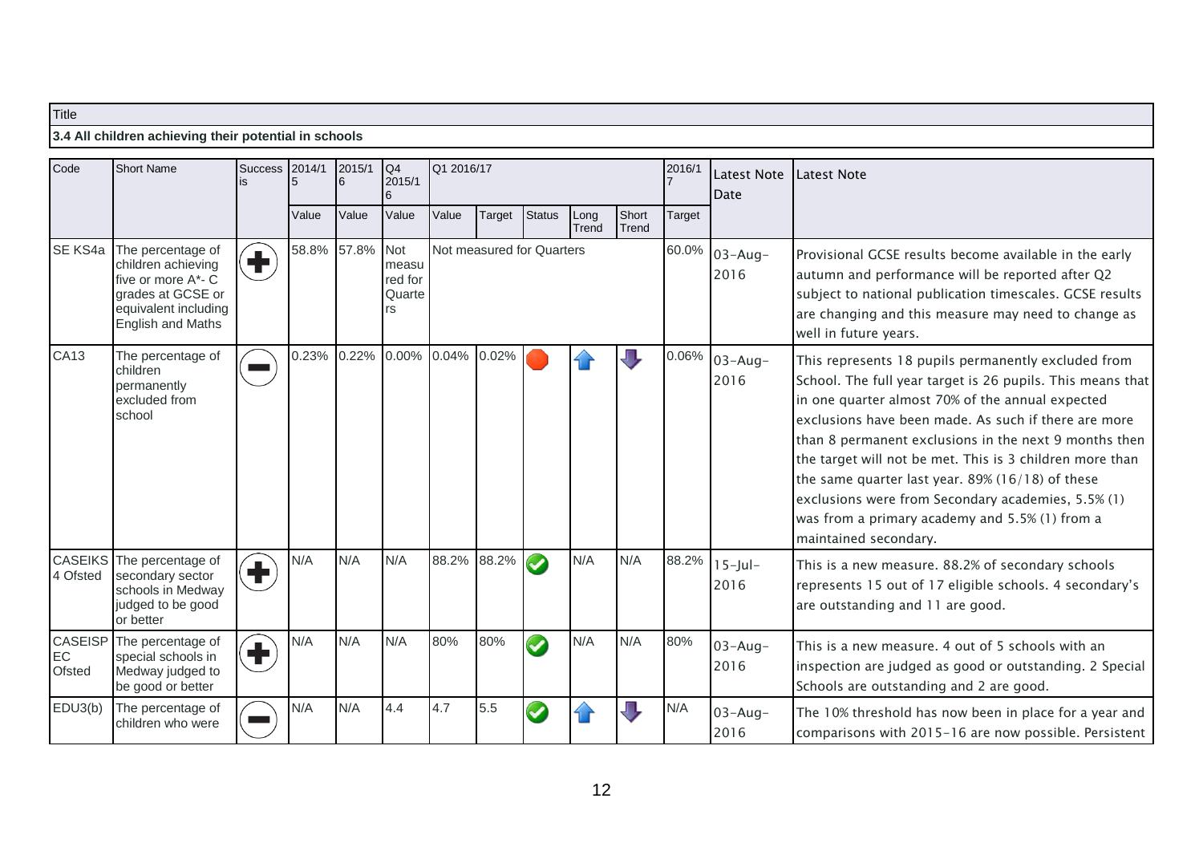| Title |
|---|
| **3.4 All children achieving their potential in schools** |

| Code | Short Name | Success is | 2014/15 | 2015/16 | Q4 2015/16 | Q1 2016/17 | | | | | 2016/17 | Latest Note Date | Latest Note |
|---|---|---|---|---|---|---|---|---|---|---|---|---|---|
| | | | Value | Value | Value | Value | Target | Status | Long Trend | Short Trend | Target | | |
| SE KS4a | The percentage of children achieving five or more A*- C grades at GCSE or equivalent including English and Maths | + | 58.8% | 57.8% | Not measured for Quarters | Not measured for Quarters | | | | | 60.0% | 03-Aug-2016 | Provisional GCSE results become available in the early autumn and performance will be reported after Q2 subject to national publication timescales. GCSE results are changing and this measure may need to change as well in future years. |
| CA13 | The percentage of children permanently excluded from school | − | 0.23% | 0.22% | 0.00% | 0.04% | 0.02% | Red | Up | Down | 0.06% | 03-Aug-2016 | This represents 18 pupils permanently excluded from School. The full year target is 26 pupils. This means that in one quarter almost 70% of the annual expected exclusions have been made. As such if there are more than 8 permanent exclusions in the next 9 months then the target will not be met. This is 3 children more than the same quarter last year. 89% (16/18) of these exclusions were from Secondary academies, 5.5% (1) was from a primary academy and 5.5% (1) from a maintained secondary. |
| CASEIKS4 Ofsted | The percentage of secondary sector schools in Medway judged to be good or better | + | N/A | N/A | N/A | 88.2% | 88.2% | Green | N/A | N/A | 88.2% | 15-Jul-2016 | This is a new measure. 88.2% of secondary schools represents 15 out of 17 eligible schools. 4 secondary's are outstanding and 11 are good. |
| CASEISPEC Ofsted | The percentage of special schools in Medway judged to be good or better | + | N/A | N/A | N/A | 80% | 80% | Green | N/A | N/A | 80% | 03-Aug-2016 | This is a new measure. 4 out of 5 schools with an inspection are judged as good or outstanding. 2 Special Schools are outstanding and 2 are good. |
| EDU3(b) | The percentage of children who were | − | N/A | N/A | 4.4 | 4.7 | 5.5 | Green | Up | Down | N/A | 03-Aug-2016 | The 10% threshold has now been in place for a year and comparisons with 2015-16 are now possible. Persistent |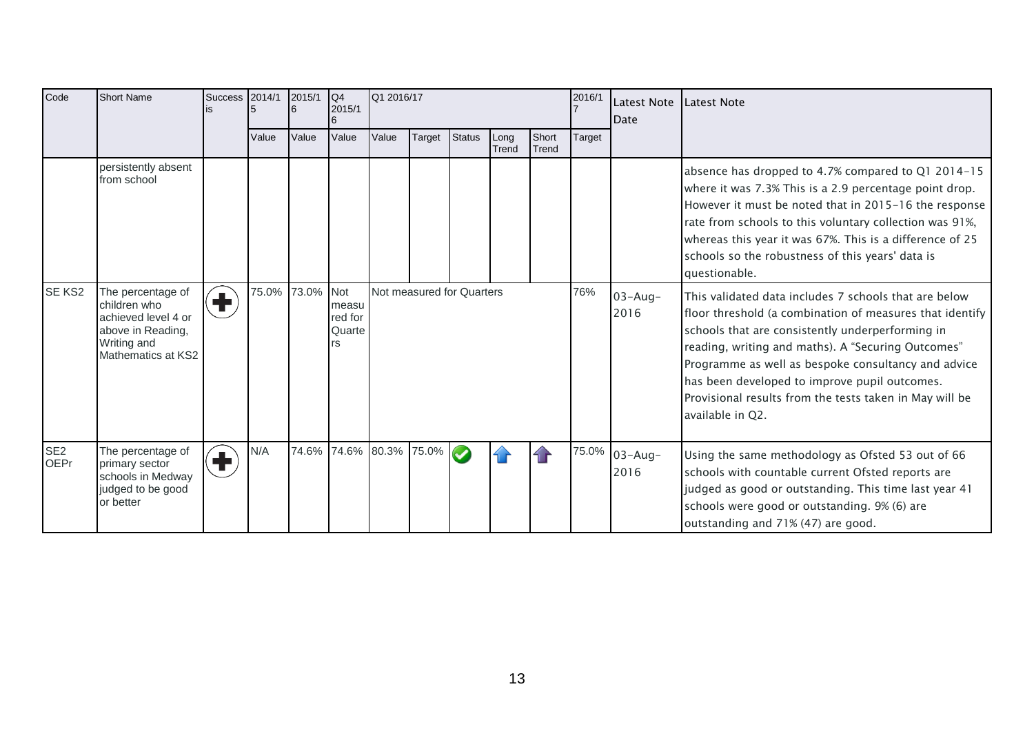| Code | Short Name | Success is | 2014/15 | 2015/16 | Q4 2015/16 | Q1 2016/17 | | | | | 2016/17 | Latest Note Date | Latest Note |
|---|---|---|---|---|---|---|---|---|---|---|---|---|---|
| | | | Value | Value | Value | Value | Target | Status | Long Trend | Short Trend | Target | | |
| | persistently absent from school | | | | | | | | | | | | absence has dropped to 4.7% compared to Q1 2014-15 where it was 7.3% This is a 2.9 percentage point drop. However it must be noted that in 2015-16 the response rate from schools to this voluntary collection was 91%, whereas this year it was 67%. This is a difference of 25 schools so the robustness of this years' data is questionable. |
| SE KS2 | The percentage of children who achieved level 4 or above in Reading, Writing and Mathematics at KS2 | + | 75.0% | 73.0% | Not measured for Quarters | Not measured for Quarters | | | | | 76% | 03-Aug-2016 | This validated data includes 7 schools that are below floor threshold (a combination of measures that identify schools that are consistently underperforming in reading, writing and maths). A "Securing Outcomes" Programme as well as bespoke consultancy and advice has been developed to improve pupil outcomes. Provisional results from the tests taken in May will be available in Q2. |
| SE2 OEPr | The percentage of primary sector schools in Medway judged to be good or better | + | N/A | 74.6% | 74.6% | 80.3% | 75.0% | ✓ | ↑ | ↑ | 75.0% | 03-Aug-2016 | Using the same methodology as Ofsted 53 out of 66 schools with countable current Ofsted reports are judged as good or outstanding. This time last year 41 schools were good or outstanding. 9% (6) are outstanding and 71% (47) are good. |